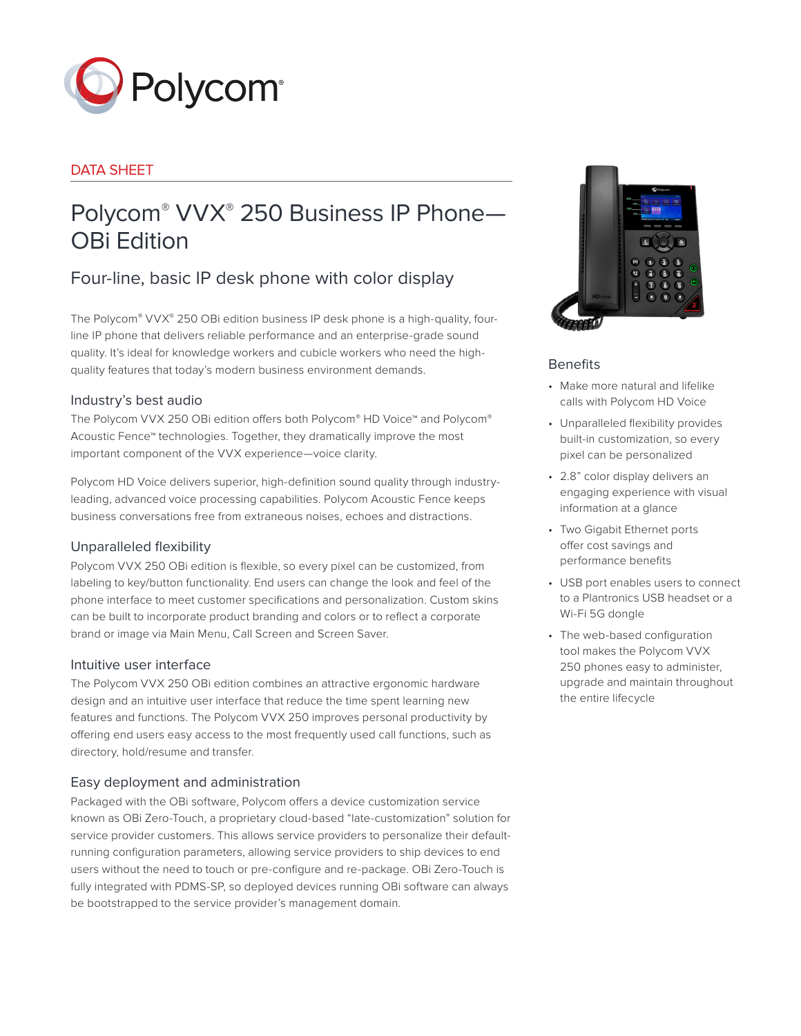Polycom

DATA SHEET

# Polycom® VVX® 250 Business IP Phone—OBi Edition

## Four-line, basic IP desk phone with color display

The Polycom® VVX® 250 OBi edition business IP desk phone is a high-quality, four-line IP phone that delivers reliable performance and an enterprise-grade sound quality. It's ideal for knowledge workers and cubicle workers who need the high-quality features that today's modern business environment demands.

### Industry's best audio

The Polycom VVX 250 OBi edition offers both Polycom® HD Voice™ and Polycom® Acoustic Fence™ technologies. Together, they dramatically improve the most important component of the VVX experience—voice clarity.

Polycom HD Voice delivers superior, high-definition sound quality through industry-leading, advanced voice processing capabilities. Polycom Acoustic Fence keeps business conversations free from extraneous noises, echoes and distractions.

### Unparalleled flexibility

Polycom VVX 250 OBi edition is flexible, so every pixel can be customized, from labeling to key/button functionality. End users can change the look and feel of the phone interface to meet customer specifications and personalization. Custom skins can be built to incorporate product branding and colors or to reflect a corporate brand or image via Main Menu, Call Screen and Screen Saver.

### Intuitive user interface

The Polycom VVX 250 OBi edition combines an attractive ergonomic hardware design and an intuitive user interface that reduce the time spent learning new features and functions. The Polycom VVX 250 improves personal productivity by offering end users easy access to the most frequently used call functions, such as directory, hold/resume and transfer.

### Easy deployment and administration

Packaged with the OBi software, Polycom offers a device customization service known as OBi Zero-Touch, a proprietary cloud-based "late-customization" solution for service provider customers. This allows service providers to personalize their default-running configuration parameters, allowing service providers to ship devices to end users without the need to touch or pre-configure and re-package. OBi Zero-Touch is fully integrated with PDMS-SP, so deployed devices running OBi software can always be bootstrapped to the service provider's management domain.

### Benefits

- Make more natural and lifelike calls with Polycom HD Voice
- Unparalleled flexibility provides built-in customization, so every pixel can be personalized
- 2.8" color display delivers an engaging experience with visual information at a glance
- Two Gigabit Ethernet ports offer cost savings and performance benefits
- USB port enables users to connect to a Plantronics USB headset or a Wi-Fi 5G dongle
- The web-based configuration tool makes the Polycom VVX 250 phones easy to administer, upgrade and maintain throughout the entire lifecycle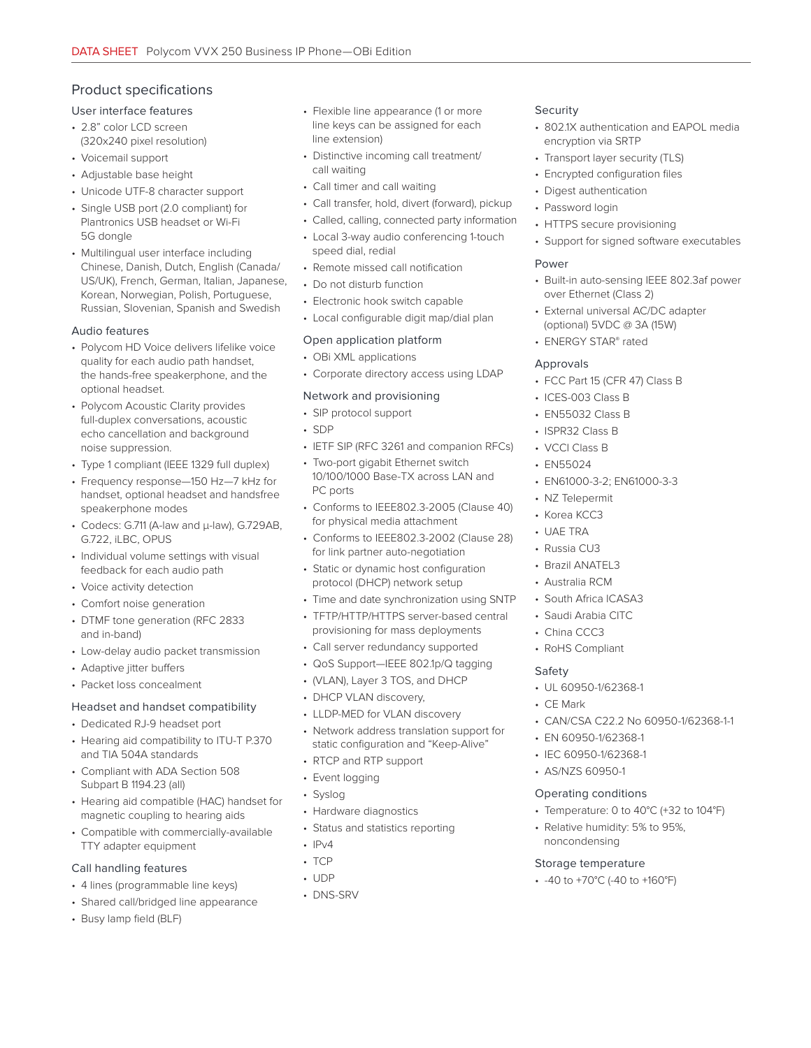## Product specifications

### User interface features

- 2.8" color LCD screen (320x240 pixel resolution)
- Voicemail support
- Adjustable base height
- Unicode UTF-8 character support
- Single USB port (2.0 compliant) for Plantronics USB headset or Wi-Fi 5G dongle
- Multilingual user interface including Chinese, Danish, Dutch, English (Canada/US/UK), French, German, Italian, Japanese, Korean, Norwegian, Polish, Portuguese, Russian, Slovenian, Spanish and Swedish

### Audio features

- Polycom HD Voice delivers lifelike voice quality for each audio path handset, the hands-free speakerphone, and the optional headset.
- Polycom Acoustic Clarity provides full-duplex conversations, acoustic echo cancellation and background noise suppression.
- Type 1 compliant (IEEE 1329 full duplex)
- Frequency response—150 Hz—7 kHz for handset, optional headset and handsfree speakerphone modes
- Codecs: G.711 (A-law and μ-law), G.729AB, G.722, iLBC, OPUS
- Individual volume settings with visual feedback for each audio path
- Voice activity detection
- Comfort noise generation
- DTMF tone generation (RFC 2833 and in-band)
- Low-delay audio packet transmission
- Adaptive jitter buffers
- Packet loss concealment

### Headset and handset compatibility

- Dedicated RJ-9 headset port
- Hearing aid compatibility to ITU-T P.370 and TIA 504A standards
- Compliant with ADA Section 508 Subpart B 1194.23 (all)
- Hearing aid compatible (HAC) handset for magnetic coupling to hearing aids
- Compatible with commercially-available TTY adapter equipment

### Call handling features

- 4 lines (programmable line keys)
- Shared call/bridged line appearance
- Busy lamp field (BLF)
- Flexible line appearance (1 or more line keys can be assigned for each line extension)
- Distinctive incoming call treatment/call waiting
- Call timer and call waiting
- Call transfer, hold, divert (forward), pickup
- Called, calling, connected party information
- Local 3-way audio conferencing 1-touch speed dial, redial
- Remote missed call notification
- Do not disturb function
- Electronic hook switch capable
- Local configurable digit map/dial plan

### Open application platform

- OBi XML applications
- Corporate directory access using LDAP

### Network and provisioning

- SIP protocol support
- SDP
- IETF SIP (RFC 3261 and companion RFCs)
- Two-port gigabit Ethernet switch 10/100/1000 Base-TX across LAN and PC ports
- Conforms to IEEE802.3-2005 (Clause 40) for physical media attachment
- Conforms to IEEE802.3-2002 (Clause 28) for link partner auto-negotiation
- Static or dynamic host configuration protocol (DHCP) network setup
- Time and date synchronization using SNTP
- TFTP/HTTP/HTTPS server-based central provisioning for mass deployments
- Call server redundancy supported
- QoS Support—IEEE 802.1p/Q tagging
- (VLAN), Layer 3 TOS, and DHCP
- DHCP VLAN discovery,
- LLDP-MED for VLAN discovery
- Network address translation support for static configuration and "Keep-Alive"
- RTCP and RTP support
- Event logging
- Syslog
- Hardware diagnostics
- Status and statistics reporting
- IPv4
- TCP
- UDP
- DNS-SRV

### Security

- 802.1X authentication and EAPOL media encryption via SRTP
- Transport layer security (TLS)
- Encrypted configuration files
- Digest authentication
- Password login
- HTTPS secure provisioning
- Support for signed software executables

### Power

- Built-in auto-sensing IEEE 802.3af power over Ethernet (Class 2)
- External universal AC/DC adapter (optional) 5VDC @ 3A (15W)
- ENERGY STAR® rated

### Approvals

- FCC Part 15 (CFR 47) Class B
- ICES-003 Class B
- EN55032 Class B
- ISPR32 Class B
- VCCI Class B
- EN55024
- EN61000-3-2; EN61000-3-3
- NZ Telepermit
- Korea KCC3
- UAE TRA
- Russia CU3
- Brazil ANATEL3
- Australia RCM
- South Africa ICASA3
- Saudi Arabia CITC
- China CCC3
- RoHS Compliant

### Safety

- UL 60950-1/62368-1
- CE Mark
- CAN/CSA C22.2 No 60950-1/62368-1-1
- EN 60950-1/62368-1
- IEC 60950-1/62368-1
- AS/NZS 60950-1

### Operating conditions

- Temperature: 0 to 40°C (+32 to 104°F)
- Relative humidity: 5% to 95%, noncondensing

### Storage temperature

- -40 to +70°C (-40 to +160°F)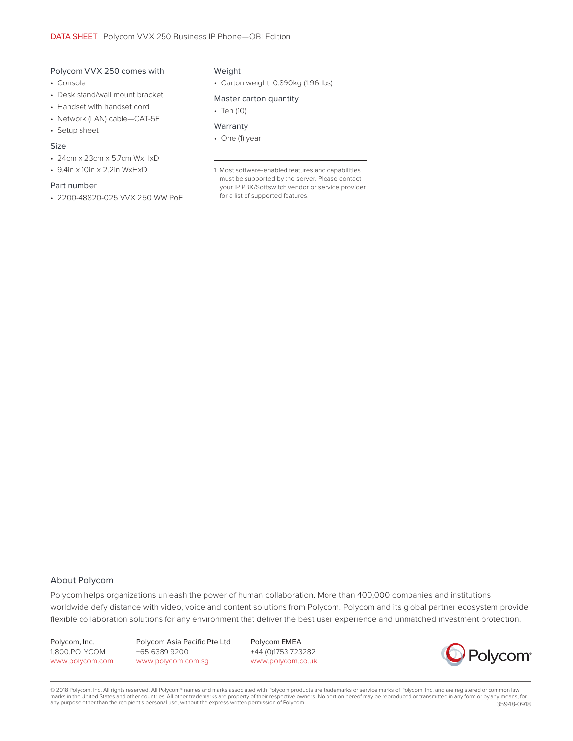### Polycom VVX 250 comes with

- Console
- Desk stand/wall mount bracket
- Handset with handset cord
- Network (LAN) cable—CAT-5E
- Setup sheet

### Size

- 24cm x 23cm x 5.7cm WxHxD
- 9.4in x 10in x 2.2in WxHxD

### Part number

- 2200-48820-025 VVX 250 WW PoE

### Weight

- Carton weight: 0.890kg (1.96 lbs)

### Master carton quantity

- Ten (10)

### Warranty

- One (1) year

1. Most software-enabled features and capabilities must be supported by the server. Please contact your IP PBX/Softswitch vendor or service provider for a list of supported features.

## About Polycom

Polycom helps organizations unleash the power of human collaboration. More than 400,000 companies and institutions worldwide defy distance with video, voice and content solutions from Polycom. Polycom and its global partner ecosystem provide flexible collaboration solutions for any environment that deliver the best user experience and unmatched investment protection.

Polycom, Inc.
1.800.POLYCOM
www.polycom.com

Polycom Asia Pacific Pte Ltd
+65 6389 9200
www.polycom.com.sg

Polycom EMEA
+44 (0)1753 723282
www.polycom.co.uk

Polycom®

© 2018 Polycom, Inc. All rights reserved. All Polycom® names and marks associated with Polycom products are trademarks or service marks of Polycom, Inc. and are registered or common law marks in the United States and other countries. All other trademarks are property of their respective owners. No portion hereof may be reproduced or transmitted in any form or by any means, for any purpose other than the recipient's personal use, without the express written permission of Polycom.

35948-0918